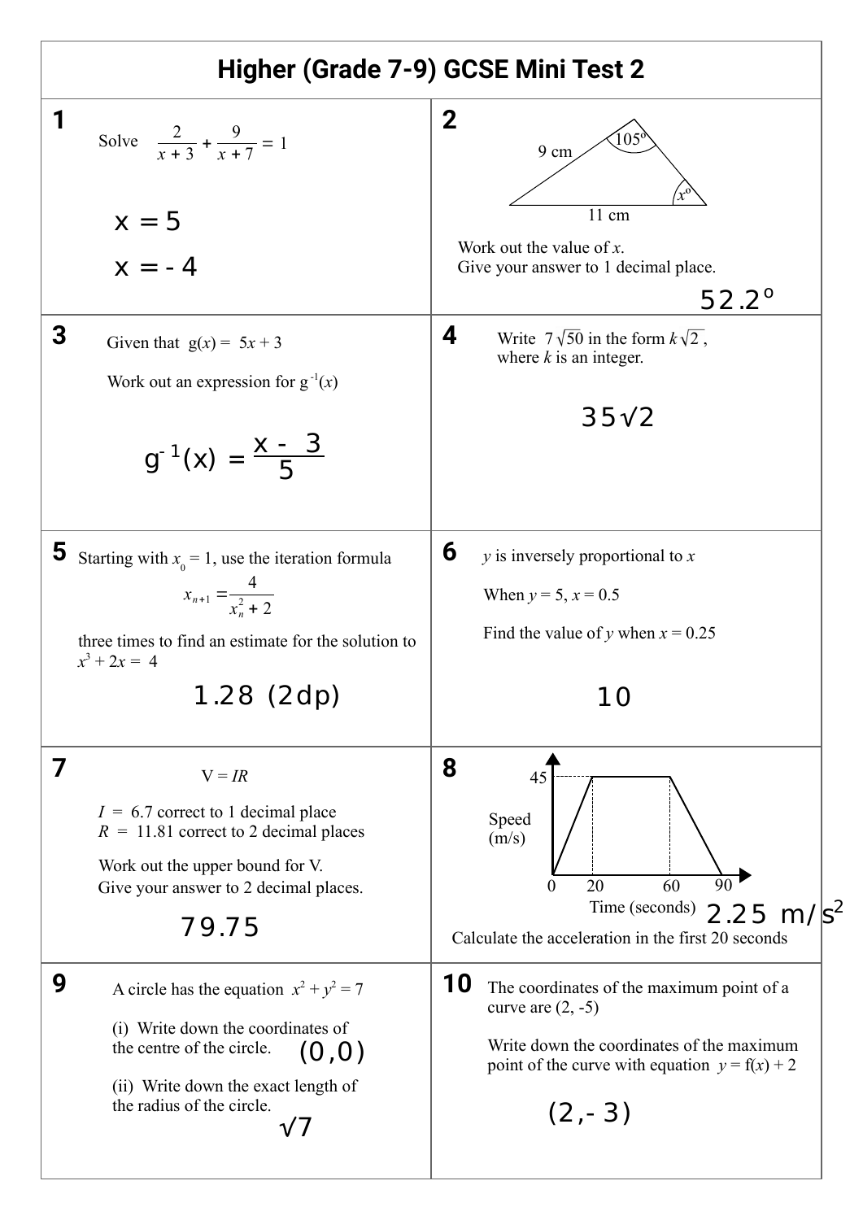# Higher (Grade 7-9) GCSE Mini Test 2

**1**

Solve $\frac{2}{x+3} + \frac{9}{x+7} = 1$

$x = 5$

$x = -4$

**2**

9 cm, 105°, $x$°, 11 cm

Work out the value of $x$.
Give your answer to 1 decimal place.

52.2°

**3**

Given that $g(x) = 5x + 3$

Work out an expression for $g^{-1}(x)$

$g^{-1}(x) = \frac{x-3}{5}$

**4**

Write $7\sqrt{50}$ in the form $k\sqrt{2}$, where $k$ is an integer.

$35\sqrt{2}$

**5**

Starting with $x_0 = 1$, use the iteration formula

$$x_{n+1} = \frac{4}{x_n^2 + 2}$$

three times to find an estimate for the solution to $x^3 + 2x = 4$

1.28 (2dp)

**6**

$y$ is inversely proportional to $x$

When $y = 5$, $x = 0.5$

Find the value of $y$ when $x = 0.25$

10

**7**

$V = IR$

$I = 6.7$ correct to 1 decimal place
$R = 11.81$ correct to 2 decimal places

Work out the upper bound for V.
Give your answer to 2 decimal places.

79.75

**8**

Speed (m/s): 45; Time (seconds): 0, 20, 60, 90

Calculate the acceleration in the first 20 seconds

2.25 m/s$^2$

**9**

A circle has the equation $x^2 + y^2 = 7$

(i) Write down the coordinates of the centre of the circle. (0,0)

(ii) Write down the exact length of the radius of the circle.

$\sqrt{7}$

**10**

The coordinates of the maximum point of a curve are (2, -5)

Write down the coordinates of the maximum point of the curve with equation $y = f(x) + 2$

(2,-3)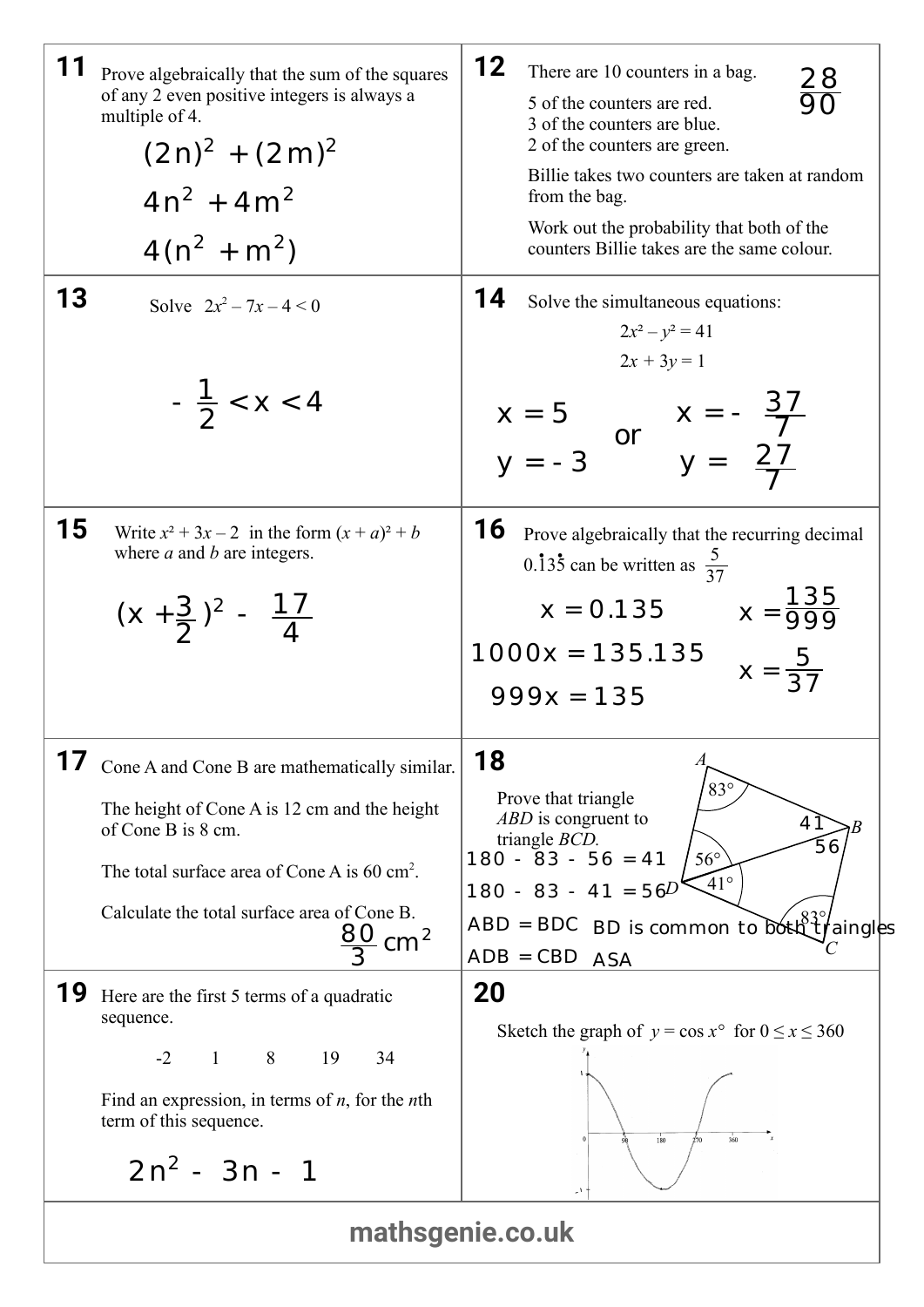**11** Prove algebraically that the sum of the squares of any 2 even positive integers is always a multiple of 4.

$$(2n)^2 + (2m)^2$$

$$4n^2 + 4m^2$$

$$4(n^2 + m^2)$$

**12** There are 10 counters in a bag.

5 of the counters are red.
3 of the counters are blue.
2 of the counters are green.

Billie takes two counters are taken at random from the bag.

Work out the probability that both of the counters Billie takes are the same colour.

$$\frac{28}{90}$$

**13** Solve $2x^2 - 7x - 4 < 0$

$$-\frac{1}{2} < x < 4$$

**14** Solve the simultaneous equations:

$$2x^2 - y^2 = 41$$

$$2x + 3y = 1$$

$x = 5$, $y = -3$ or $x = -\frac{37}{7}$, $y = \frac{27}{7}$

**15** Write $x^2 + 3x - 2$ in the form $(x + a)^2 + b$ where $a$ and $b$ are integers.

$$(x + \frac{3}{2})^2 - \frac{17}{4}$$

**16** Prove algebraically that the recurring decimal $0.\dot{1}3\dot{5}$ can be written as $\frac{5}{37}$

$$x = 0.135$$

$$1000x = 135.135$$

$$999x = 135$$

$$x = \frac{135}{999}$$

$$x = \frac{5}{37}$$

**17** Cone A and Cone B are mathematically similar.

The height of Cone A is 12 cm and the height of Cone B is 8 cm.

The total surface area of Cone A is 60 cm².

Calculate the total surface area of Cone B.

$$\frac{80}{3} \text{ cm}^2$$

**18** Prove that triangle *ABD* is congruent to triangle *BCD*.

A
83°
41
56
B
56°
41°
D
83°
C

$180 - 83 - 56 = 41$

$180 - 83 - 41 = 56$

$ABD = BDC$

$ADB = CBD$

BD is common to both triangles

ASA

**19** Here are the first 5 terms of a quadratic sequence.

-2 1 8 19 34

Find an expression, in terms of $n$, for the $n$th term of this sequence.

$$2n^2 - 3n - 1$$

**20** Sketch the graph of $y = \cos x°$ for $0 \leq x \leq 360$

y
1
0
90
180
270
360
x
-1

mathsgenie.co.uk